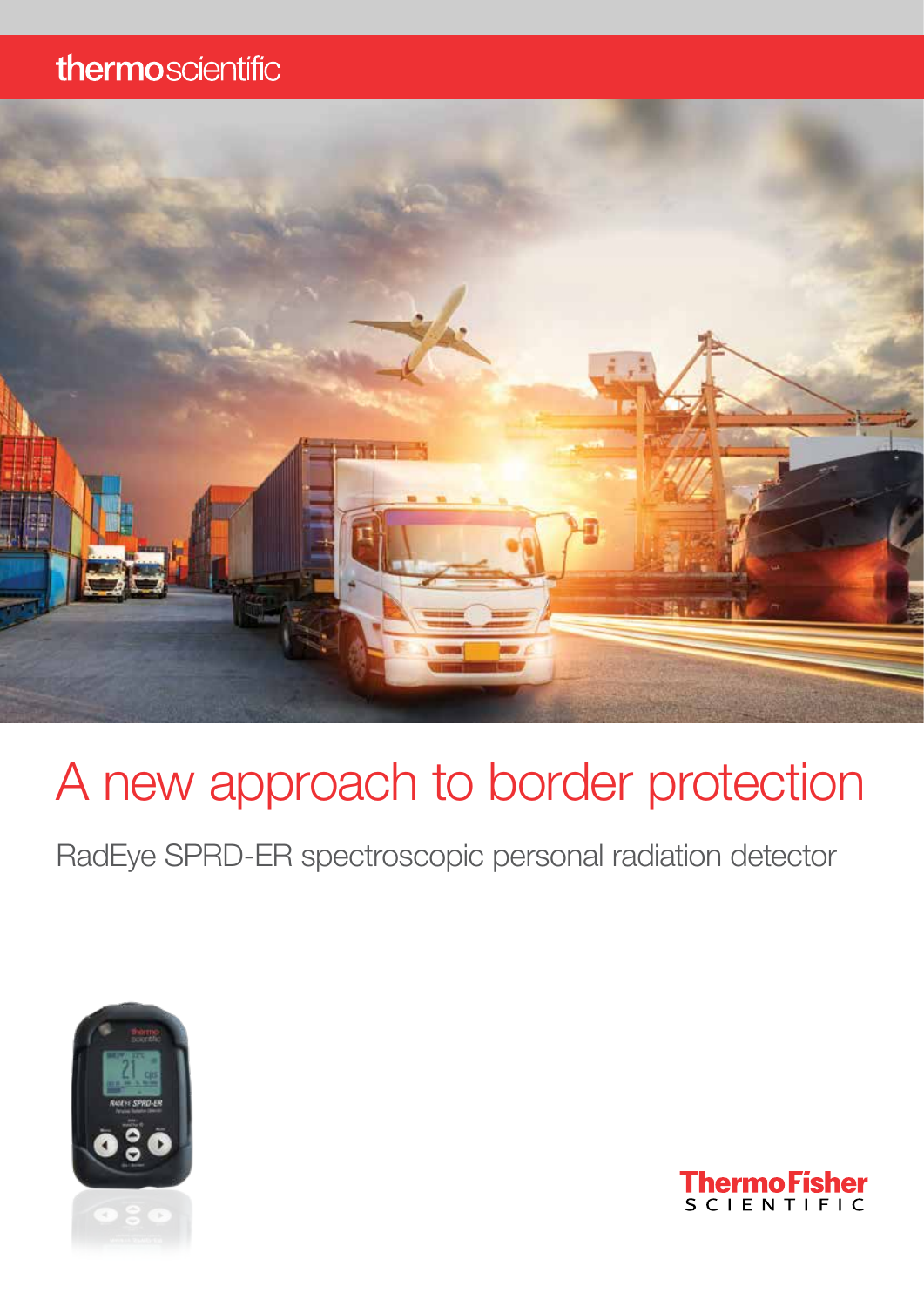thermoscientific

# A new approach to border protection

RadEye SPRD-ER spectroscopic personal radiation detector

ThermoFisher SCIENTIFIC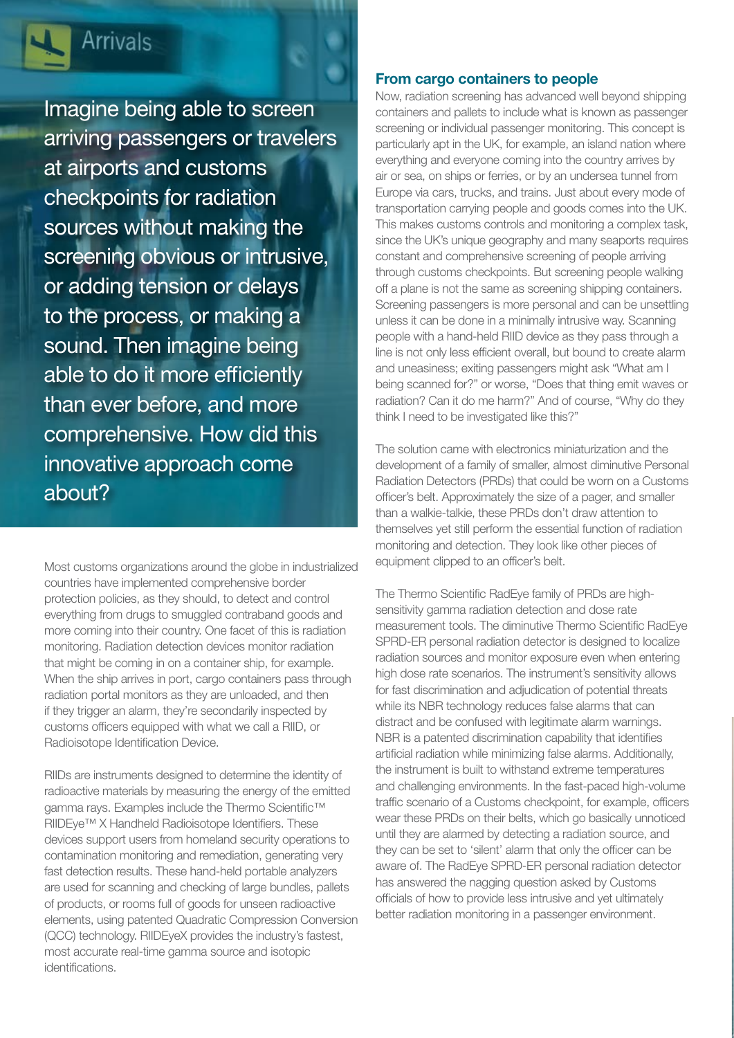Arrivals

Imagine being able to screen arriving passengers or travelers at airports and customs checkpoints for radiation sources without making the screening obvious or intrusive, or adding tension or delays to the process, or making a sound. Then imagine being able to do it more efficiently than ever before, and more comprehensive. How did this innovative approach come about?

Most customs organizations around the globe in industrialized countries have implemented comprehensive border protection policies, as they should, to detect and control everything from drugs to smuggled contraband goods and more coming into their country. One facet of this is radiation monitoring. Radiation detection devices monitor radiation that might be coming in on a container ship, for example. When the ship arrives in port, cargo containers pass through radiation portal monitors as they are unloaded, and then if they trigger an alarm, they're secondarily inspected by customs officers equipped with what we call a RIID, or Radioisotope Identification Device.

RIIDs are instruments designed to determine the identity of radioactive materials by measuring the energy of the emitted gamma rays. Examples include the Thermo Scientific™ RIIDEye™ X Handheld Radioisotope Identifiers. These devices support users from homeland security operations to contamination monitoring and remediation, generating very fast detection results. These hand-held portable analyzers are used for scanning and checking of large bundles, pallets of products, or rooms full of goods for unseen radioactive elements, using patented Quadratic Compression Conversion (QCC) technology. RIIDEyeX provides the industry's fastest, most accurate real-time gamma source and isotopic identifications.

## From cargo containers to people

Now, radiation screening has advanced well beyond shipping containers and pallets to include what is known as passenger screening or individual passenger monitoring. This concept is particularly apt in the UK, for example, an island nation where everything and everyone coming into the country arrives by air or sea, on ships or ferries, or by an undersea tunnel from Europe via cars, trucks, and trains. Just about every mode of transportation carrying people and goods comes into the UK. This makes customs controls and monitoring a complex task, since the UK's unique geography and many seaports requires constant and comprehensive screening of people arriving through customs checkpoints. But screening people walking off a plane is not the same as screening shipping containers. Screening passengers is more personal and can be unsettling unless it can be done in a minimally intrusive way. Scanning people with a hand-held RIID device as they pass through a line is not only less efficient overall, but bound to create alarm and uneasiness; exiting passengers might ask "What am I being scanned for?" or worse, "Does that thing emit waves or radiation? Can it do me harm?" And of course, "Why do they think I need to be investigated like this?"

The solution came with electronics miniaturization and the development of a family of smaller, almost diminutive Personal Radiation Detectors (PRDs) that could be worn on a Customs officer's belt. Approximately the size of a pager, and smaller than a walkie-talkie, these PRDs don't draw attention to themselves yet still perform the essential function of radiation monitoring and detection. They look like other pieces of equipment clipped to an officer's belt.

The Thermo Scientific RadEye family of PRDs are high-sensitivity gamma radiation detection and dose rate measurement tools. The diminutive Thermo Scientific RadEye SPRD-ER personal radiation detector is designed to localize radiation sources and monitor exposure even when entering high dose rate scenarios. The instrument's sensitivity allows for fast discrimination and adjudication of potential threats while its NBR technology reduces false alarms that can distract and be confused with legitimate alarm warnings. NBR is a patented discrimination capability that identifies artificial radiation while minimizing false alarms. Additionally, the instrument is built to withstand extreme temperatures and challenging environments. In the fast-paced high-volume traffic scenario of a Customs checkpoint, for example, officers wear these PRDs on their belts, which go basically unnoticed until they are alarmed by detecting a radiation source, and they can be set to 'silent' alarm that only the officer can be aware of. The RadEye SPRD-ER personal radiation detector has answered the nagging question asked by Customs officials of how to provide less intrusive and yet ultimately better radiation monitoring in a passenger environment.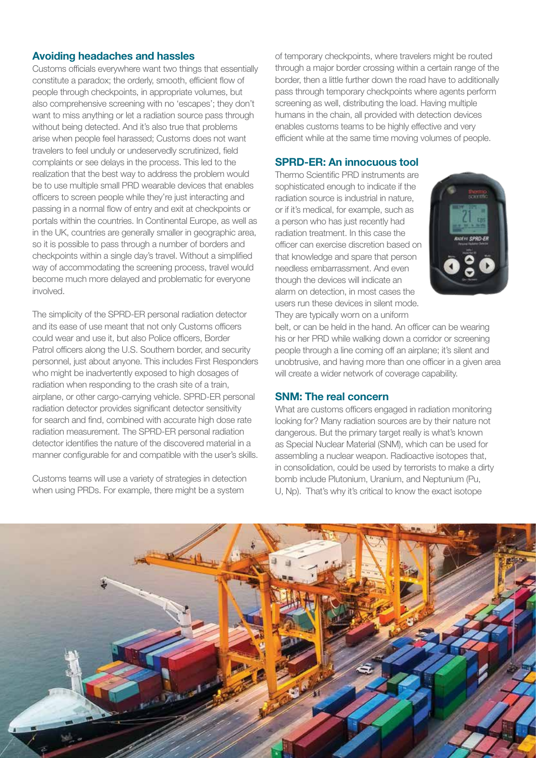## Avoiding headaches and hassles

Customs officials everywhere want two things that essentially constitute a paradox; the orderly, smooth, efficient flow of people through checkpoints, in appropriate volumes, but also comprehensive screening with no 'escapes'; they don't want to miss anything or let a radiation source pass through without being detected. And it's also true that problems arise when people feel harassed; Customs does not want travelers to feel unduly or undeservedly scrutinized, field complaints or see delays in the process. This led to the realization that the best way to address the problem would be to use multiple small PRD wearable devices that enables officers to screen people while they're just interacting and passing in a normal flow of entry and exit at checkpoints or portals within the countries. In Continental Europe, as well as in the UK, countries are generally smaller in geographic area, so it is possible to pass through a number of borders and checkpoints within a single day's travel. Without a simplified way of accommodating the screening process, travel would become much more delayed and problematic for everyone involved.

The simplicity of the SPRD-ER personal radiation detector and its ease of use meant that not only Customs officers could wear and use it, but also Police officers, Border Patrol officers along the U.S. Southern border, and security personnel, just about anyone. This includes First Responders who might be inadvertently exposed to high dosages of radiation when responding to the crash site of a train, airplane, or other cargo-carrying vehicle. SPRD-ER personal radiation detector provides significant detector sensitivity for search and find, combined with accurate high dose rate radiation measurement. The SPRD-ER personal radiation detector identifies the nature of the discovered material in a manner configurable for and compatible with the user's skills.

Customs teams will use a variety of strategies in detection when using PRDs. For example, there might be a system of temporary checkpoints, where travelers might be routed through a major border crossing within a certain range of the border, then a little further down the road have to additionally pass through temporary checkpoints where agents perform screening as well, distributing the load. Having multiple humans in the chain, all provided with detection devices enables customs teams to be highly effective and very efficient while at the same time moving volumes of people.

## SPRD-ER: An innocuous tool

Thermo Scientific PRD instruments are sophisticated enough to indicate if the radiation source is industrial in nature, or if it's medical, for example, such as a person who has just recently had radiation treatment. In this case the officer can exercise discretion based on that knowledge and spare that person needless embarrassment. And even though the devices will indicate an alarm on detection, in most cases the users run these devices in silent mode. They are typically worn on a uniform belt, or can be held in the hand. An officer can be wearing his or her PRD while walking down a corridor or screening people through a line coming off an airplane; it's silent and unobtrusive, and having more than one officer in a given area will create a wider network of coverage capability.

## SNM: The real concern

What are customs officers engaged in radiation monitoring looking for? Many radiation sources are by their nature not dangerous. But the primary target really is what's known as Special Nuclear Material (SNM), which can be used for assembling a nuclear weapon. Radioactive isotopes that, in consolidation, could be used by terrorists to make a dirty bomb include Plutonium, Uranium, and Neptunium (Pu, U, Np). That's why it's critical to know the exact isotope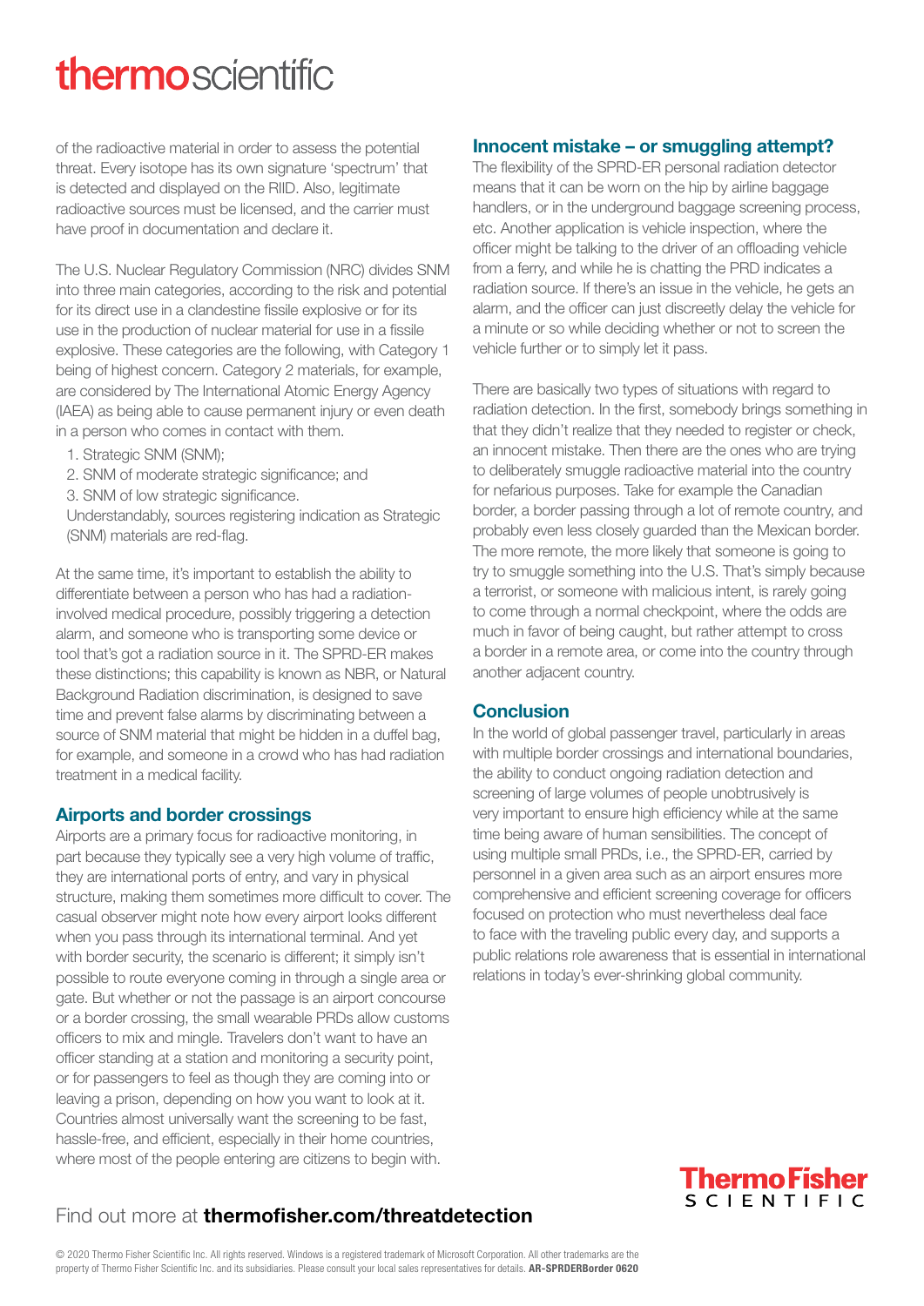of the radioactive material in order to assess the potential threat. Every isotope has its own signature 'spectrum' that is detected and displayed on the RIID. Also, legitimate radioactive sources must be licensed, and the carrier must have proof in documentation and declare it.

The U.S. Nuclear Regulatory Commission (NRC) divides SNM into three main categories, according to the risk and potential for its direct use in a clandestine fissile explosive or for its use in the production of nuclear material for use in a fissile explosive. These categories are the following, with Category 1 being of highest concern. Category 2 materials, for example, are considered by The International Atomic Energy Agency (IAEA) as being able to cause permanent injury or even death in a person who comes in contact with them.

1. Strategic SNM (SNM);
2. SNM of moderate strategic significance; and
3. SNM of low strategic significance.

Understandably, sources registering indication as Strategic (SNM) materials are red-flag.

At the same time, it's important to establish the ability to differentiate between a person who has had a radiation-involved medical procedure, possibly triggering a detection alarm, and someone who is transporting some device or tool that's got a radiation source in it. The SPRD-ER makes these distinctions; this capability is known as NBR, or Natural Background Radiation discrimination, is designed to save time and prevent false alarms by discriminating between a source of SNM material that might be hidden in a duffel bag, for example, and someone in a crowd who has had radiation treatment in a medical facility.

## Airports and border crossings

Airports are a primary focus for radioactive monitoring, in part because they typically see a very high volume of traffic, they are international ports of entry, and vary in physical structure, making them sometimes more difficult to cover. The casual observer might note how every airport looks different when you pass through its international terminal. And yet with border security, the scenario is different; it simply isn't possible to route everyone coming in through a single area or gate. But whether or not the passage is an airport concourse or a border crossing, the small wearable PRDs allow customs officers to mix and mingle. Travelers don't want to have an officer standing at a station and monitoring a security point, or for passengers to feel as though they are coming into or leaving a prison, depending on how you want to look at it. Countries almost universally want the screening to be fast, hassle-free, and efficient, especially in their home countries, where most of the people entering are citizens to begin with.

## Innocent mistake – or smuggling attempt?

The flexibility of the SPRD-ER personal radiation detector means that it can be worn on the hip by airline baggage handlers, or in the underground baggage screening process, etc. Another application is vehicle inspection, where the officer might be talking to the driver of an offloading vehicle from a ferry, and while he is chatting the PRD indicates a radiation source. If there's an issue in the vehicle, he gets an alarm, and the officer can just discreetly delay the vehicle for a minute or so while deciding whether or not to screen the vehicle further or to simply let it pass.

There are basically two types of situations with regard to radiation detection. In the first, somebody brings something in that they didn't realize that they needed to register or check, an innocent mistake. Then there are the ones who are trying to deliberately smuggle radioactive material into the country for nefarious purposes. Take for example the Canadian border, a border passing through a lot of remote country, and probably even less closely guarded than the Mexican border. The more remote, the more likely that someone is going to try to smuggle something into the U.S. That's simply because a terrorist, or someone with malicious intent, is rarely going to come through a normal checkpoint, where the odds are much in favor of being caught, but rather attempt to cross a border in a remote area, or come into the country through another adjacent country.

## Conclusion

In the world of global passenger travel, particularly in areas with multiple border crossings and international boundaries, the ability to conduct ongoing radiation detection and screening of large volumes of people unobtrusively is very important to ensure high efficiency while at the same time being aware of human sensibilities. The concept of using multiple small PRDs, i.e., the SPRD-ER, carried by personnel in a given area such as an airport ensures more comprehensive and efficient screening coverage for officers focused on protection who must nevertheless deal face to face with the traveling public every day, and supports a public relations role awareness that is essential in international relations in today's ever-shrinking global community.

Find out more at **thermofisher.com/threatdetection**

© 2020 Thermo Fisher Scientific Inc. All rights reserved. Windows is a registered trademark of Microsoft Corporation. All other trademarks are the property of Thermo Fisher Scientific Inc. and its subsidiaries. Please consult your local sales representatives for details. **AR-SPRDERBorder 0620**